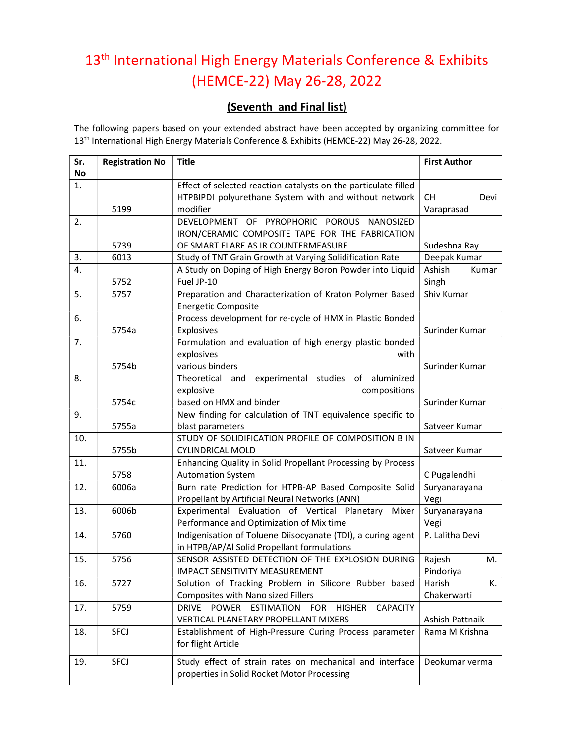# 13th International High Energy Materials Conference & Exhibits (HEMCE-22) May 26-28, 2022

## (Seventh and Final list)

The following papers based on your extended abstract have been accepted by organizing committee for 13th International High Energy Materials Conference & Exhibits (HEMCE-22) May 26-28, 2022.

| Sr. No | Registration No | Title | First Author |
|---|---|---|---|
| 1. | 5199 | Effect of selected reaction catalysts on the particulate filled HTPBIPDI polyurethane System with and without network modifier | CH Devi Varaprasad |
| 2. | 5739 | DEVELOPMENT OF PYROPHORIC POROUS NANOSIZED IRON/CERAMIC COMPOSITE TAPE FOR THE FABRICATION OF SMART FLARE AS IR COUNTERMEASURE | Sudeshna Ray |
| 3. | 6013 | Study of TNT Grain Growth at Varying Solidification Rate | Deepak Kumar |
| 4. | 5752 | A Study on Doping of High Energy Boron Powder into Liquid Fuel JP-10 | Ashish Kumar Singh |
| 5. | 5757 | Preparation and Characterization of Kraton Polymer Based Energetic Composite | Shiv Kumar |
| 6. | 5754a | Process development for re-cycle of HMX in Plastic Bonded Explosives | Surinder Kumar |
| 7. | 5754b | Formulation and evaluation of high energy plastic bonded explosives with various binders | Surinder Kumar |
| 8. | 5754c | Theoretical and experimental studies of aluminized explosive compositions based on HMX and binder | Surinder Kumar |
| 9. | 5755a | New finding for calculation of TNT equivalence specific to blast parameters | Satveer Kumar |
| 10. | 5755b | STUDY OF SOLIDIFICATION PROFILE OF COMPOSITION B IN CYLINDRICAL MOLD | Satveer Kumar |
| 11. | 5758 | Enhancing Quality in Solid Propellant Processing by Process Automation System | C Pugalendhi |
| 12. | 6006a | Burn rate Prediction for HTPB-AP Based Composite Solid Propellant by Artificial Neural Networks (ANN) | Suryanarayana Vegi |
| 13. | 6006b | Experimental Evaluation of Vertical Planetary Mixer Performance and Optimization of Mix time | Suryanarayana Vegi |
| 14. | 5760 | Indigenisation of Toluene Diisocyanate (TDI), a curing agent in HTPB/AP/Al Solid Propellant formulations | P. Lalitha Devi |
| 15. | 5756 | SENSOR ASSISTED DETECTION OF THE EXPLOSION DURING IMPACT SENSITIVITY MEASUREMENT | Rajesh M. Pindoriya |
| 16. | 5727 | Solution of Tracking Problem in Silicone Rubber based Composites with Nano sized Fillers | Harish K. Chakerwarti |
| 17. | 5759 | DRIVE POWER ESTIMATION FOR HIGHER CAPACITY VERTICAL PLANETARY PROPELLANT MIXERS | Ashish Pattnaik |
| 18. | SFCJ | Establishment of High-Pressure Curing Process parameter for flight Article | Rama M Krishna |
| 19. | SFCJ | Study effect of strain rates on mechanical and interface properties in Solid Rocket Motor Processing | Deokumar verma |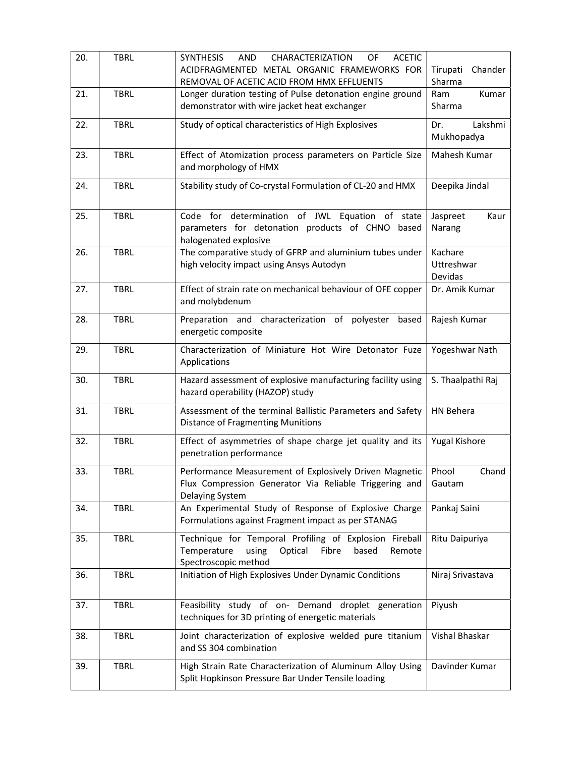| 20. | TBRL | SYNTHESIS AND CHARACTERIZATION OF ACETIC ACIDFRAGMENTED METAL ORGANIC FRAMEWORKS FOR REMOVAL OF ACETIC ACID FROM HMX EFFLUENTS | Tirupati Chander Sharma |
|---|---|---|---|
| 21. | TBRL | Longer duration testing of Pulse detonation engine ground demonstrator with wire jacket heat exchanger | Ram Kumar Sharma |
| 22. | TBRL | Study of optical characteristics of High Explosives | Dr. Lakshmi Mukhopadya |
| 23. | TBRL | Effect of Atomization process parameters on Particle Size and morphology of HMX | Mahesh Kumar |
| 24. | TBRL | Stability study of Co-crystal Formulation of CL-20 and HMX | Deepika Jindal |
| 25. | TBRL | Code for determination of JWL Equation of state parameters for detonation products of CHNO based halogenated explosive | Jaspreet Kaur Narang |
| 26. | TBRL | The comparative study of GFRP and aluminium tubes under high velocity impact using Ansys Autodyn | Kachare Uttreshwar Devidas |
| 27. | TBRL | Effect of strain rate on mechanical behaviour of OFE copper and molybdenum | Dr. Amik Kumar |
| 28. | TBRL | Preparation and characterization of polyester based energetic composite | Rajesh Kumar |
| 29. | TBRL | Characterization of Miniature Hot Wire Detonator Fuze Applications | Yogeshwar Nath |
| 30. | TBRL | Hazard assessment of explosive manufacturing facility using hazard operability (HAZOP) study | S. Thaalpathi Raj |
| 31. | TBRL | Assessment of the terminal Ballistic Parameters and Safety Distance of Fragmenting Munitions | HN Behera |
| 32. | TBRL | Effect of asymmetries of shape charge jet quality and its penetration performance | Yugal Kishore |
| 33. | TBRL | Performance Measurement of Explosively Driven Magnetic Flux Compression Generator Via Reliable Triggering and Delaying System | Phool Chand Gautam |
| 34. | TBRL | An Experimental Study of Response of Explosive Charge Formulations against Fragment impact as per STANAG | Pankaj Saini |
| 35. | TBRL | Technique for Temporal Profiling of Explosion Fireball Temperature using Optical Fibre based Remote Spectroscopic method | Ritu Daipuriya |
| 36. | TBRL | Initiation of High Explosives Under Dynamic Conditions | Niraj Srivastava |
| 37. | TBRL | Feasibility study of on- Demand droplet generation techniques for 3D printing of energetic materials | Piyush |
| 38. | TBRL | Joint characterization of explosive welded pure titanium and SS 304 combination | Vishal Bhaskar |
| 39. | TBRL | High Strain Rate Characterization of Aluminum Alloy Using Split Hopkinson Pressure Bar Under Tensile loading | Davinder Kumar |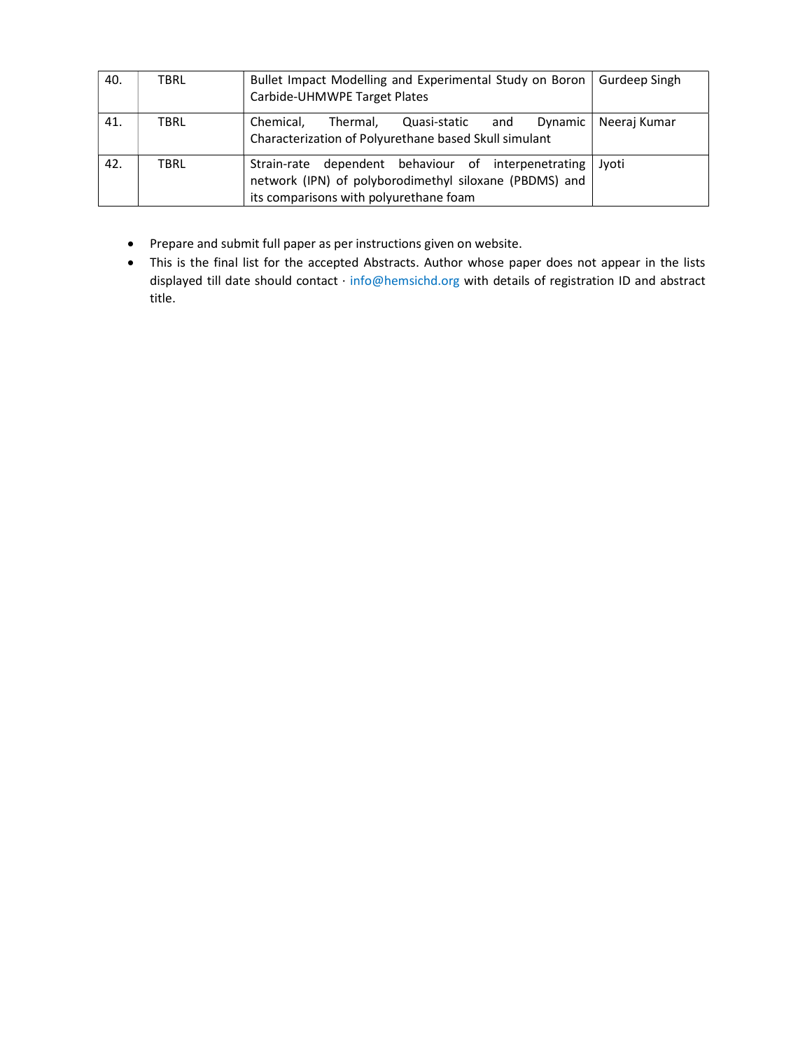| | | | |
|---|---|---|---|
| 40. | TBRL | Bullet Impact Modelling and Experimental Study on Boron Carbide-UHMWPE Target Plates | Gurdeep Singh |
| 41. | TBRL | Chemical, Thermal, Quasi-static and Dynamic Characterization of Polyurethane based Skull simulant | Neeraj Kumar |
| 42. | TBRL | Strain-rate dependent behaviour of interpenetrating network (IPN) of polyborodimethyl siloxane (PBDMS) and its comparisons with polyurethane foam | Jyoti |

- Prepare and submit full paper as per instructions given on website.
- This is the final list for the accepted Abstracts. Author whose paper does not appear in the lists displayed till date should contact · info@hemsichd.org with details of registration ID and abstract title.